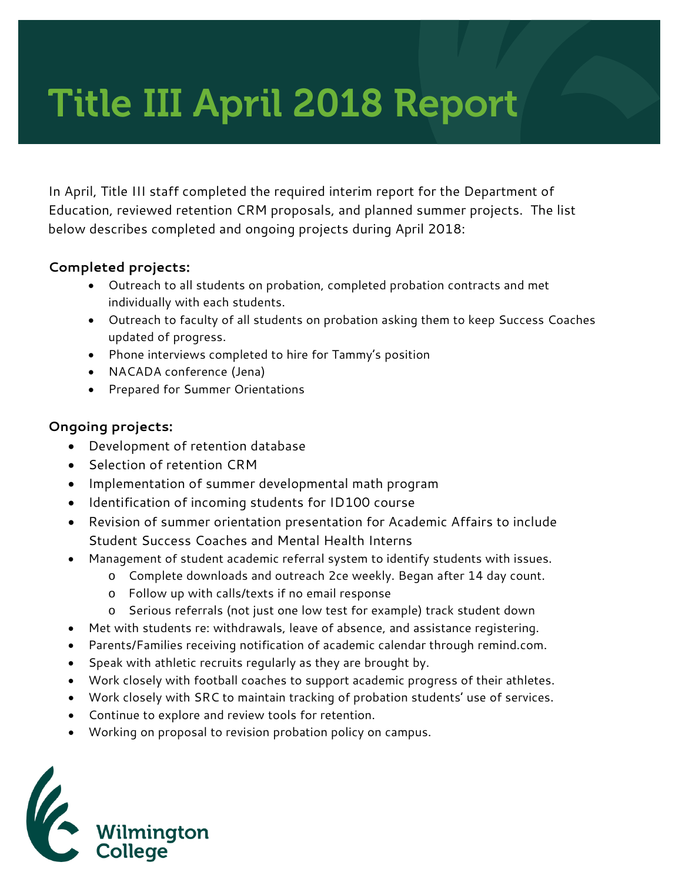# Title III April 2018 Report

In April, Title III staff completed the required interim report for the Department of Education, reviewed retention CRM proposals, and planned summer projects. The list below describes completed and ongoing projects during April 2018:

**Completed projects:**

- Outreach to all students on probation, completed probation contracts and met individually with each students.
- Outreach to faculty of all students on probation asking them to keep Success Coaches updated of progress.
- Phone interviews completed to hire for Tammy's position
- NACADA conference (Jena)
- Prepared for Summer Orientations

**Ongoing projects:**

- Development of retention database
- Selection of retention CRM
- Implementation of summer developmental math program
- Identification of incoming students for ID100 course
- Revision of summer orientation presentation for Academic Affairs to include Student Success Coaches and Mental Health Interns
- Management of student academic referral system to identify students with issues.
  - Complete downloads and outreach 2ce weekly. Began after 14 day count.
  - Follow up with calls/texts if no email response
  - Serious referrals (not just one low test for example) track student down
- Met with students re: withdrawals, leave of absence, and assistance registering.
- Parents/Families receiving notification of academic calendar through remind.com.
- Speak with athletic recruits regularly as they are brought by.
- Work closely with football coaches to support academic progress of their athletes.
- Work closely with SRC to maintain tracking of probation students' use of services.
- Continue to explore and review tools for retention.
- Working on proposal to revision probation policy on campus.

Wilmington College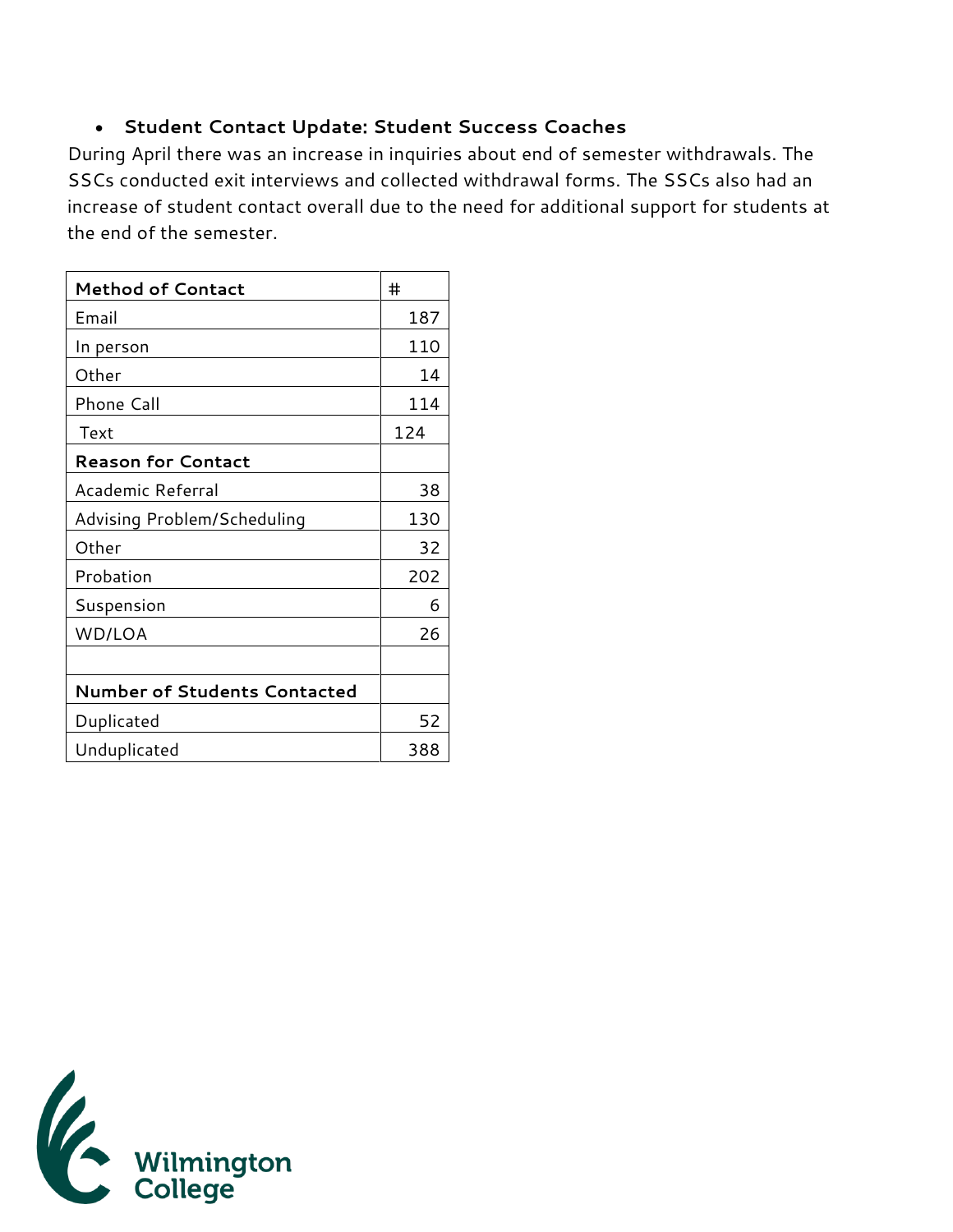- **Student Contact Update: Student Success Coaches**

During April there was an increase in inquiries about end of semester withdrawals. The SSCs conducted exit interviews and collected withdrawal forms. The SSCs also had an increase of student contact overall due to the need for additional support for students at the end of the semester.

| Method of Contact | # |
|---|---|
| Email | 187 |
| In person | 110 |
| Other | 14 |
| Phone Call | 114 |
| Text | 124 |
| **Reason for Contact** | |
| Academic Referral | 38 |
| Advising Problem/Scheduling | 130 |
| Other | 32 |
| Probation | 202 |
| Suspension | 6 |
| WD/LOA | 26 |
| | |
| **Number of Students Contacted** | |
| Duplicated | 52 |
| Unduplicated | 388 |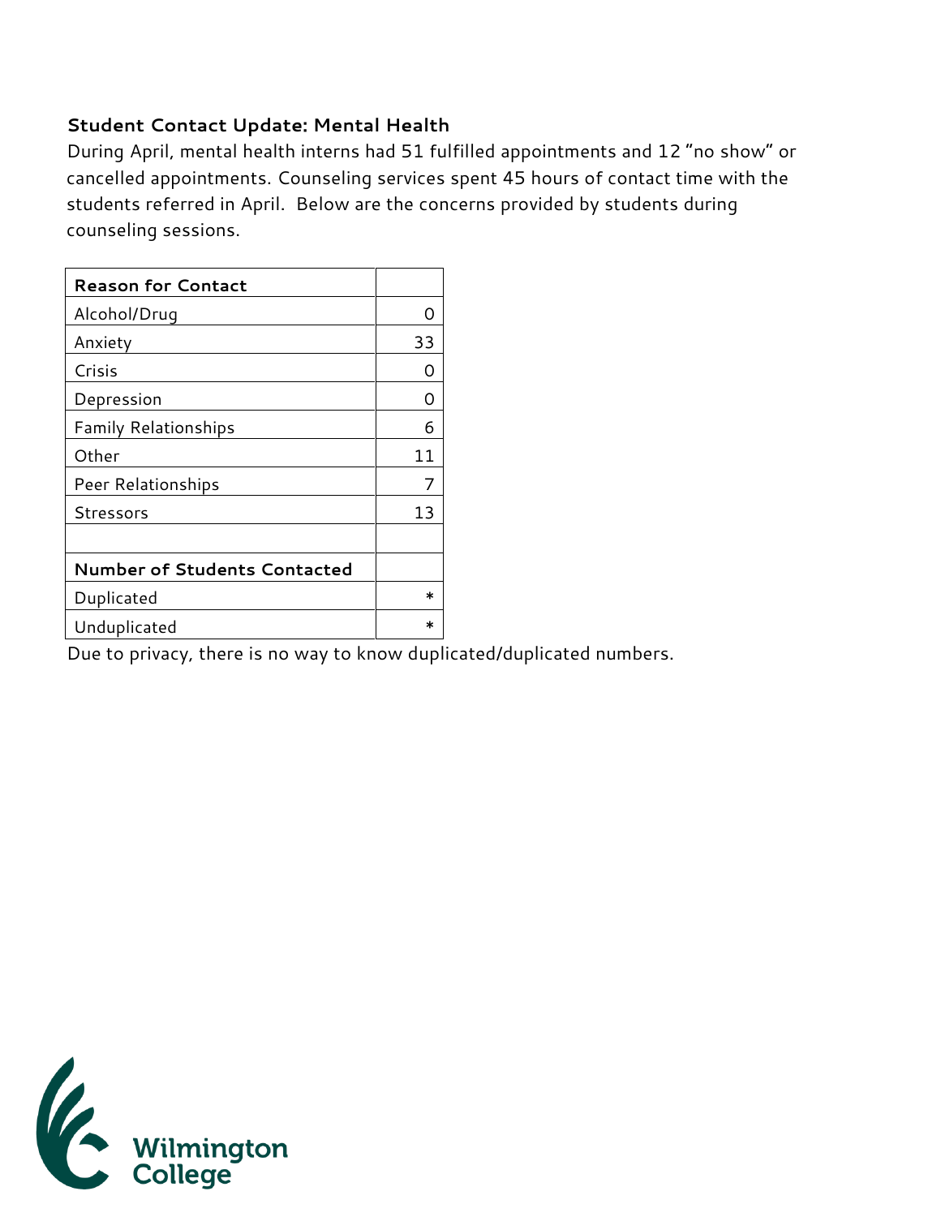**Student Contact Update: Mental Health**

During April, mental health interns had 51 fulfilled appointments and 12 "no show" or cancelled appointments. Counseling services spent 45 hours of contact time with the students referred in April. Below are the concerns provided by students during counseling sessions.

| **Reason for Contact** | |
|---|---|
| Alcohol/Drug | 0 |
| Anxiety | 33 |
| Crisis | 0 |
| Depression | 0 |
| Family Relationships | 6 |
| Other | 11 |
| Peer Relationships | 7 |
| Stressors | 13 |
| | |
| **Number of Students Contacted** | |
| Duplicated | * |
| Unduplicated | * |

Due to privacy, there is no way to know duplicated/duplicated numbers.

Wilmington College